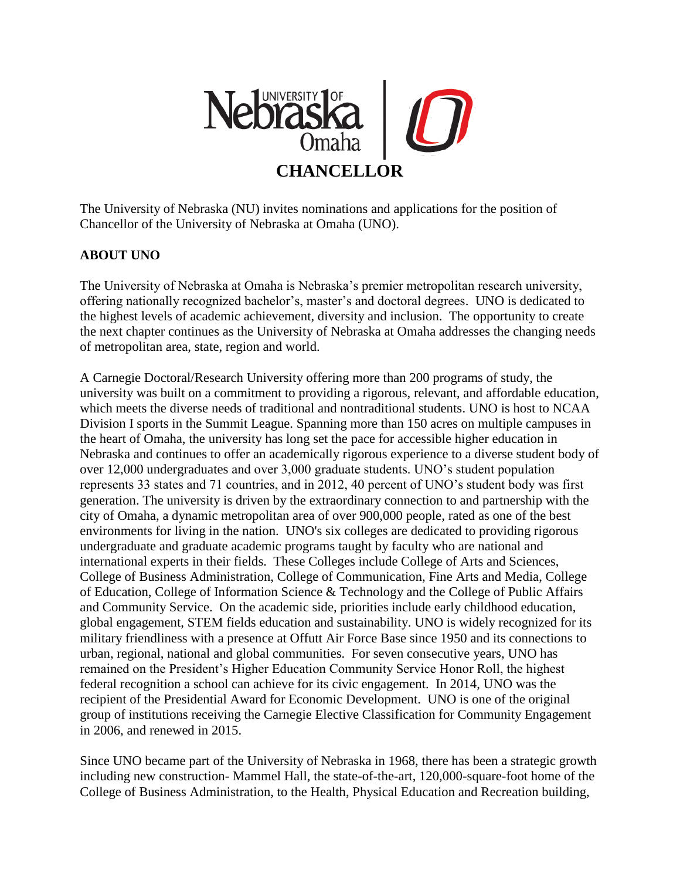# CHANCELLOR

The University of Nebraska (NU) invites nominations and applications for the position of Chancellor of the University of Nebraska at Omaha (UNO).

**ABOUT UNO**

The University of Nebraska at Omaha is Nebraska's premier metropolitan research university, offering nationally recognized bachelor's, master's and doctoral degrees. UNO is dedicated to the highest levels of academic achievement, diversity and inclusion. The opportunity to create the next chapter continues as the University of Nebraska at Omaha addresses the changing needs of metropolitan area, state, region and world.

A Carnegie Doctoral/Research University offering more than 200 programs of study, the university was built on a commitment to providing a rigorous, relevant, and affordable education, which meets the diverse needs of traditional and nontraditional students. UNO is host to NCAA Division I sports in the Summit League. Spanning more than 150 acres on multiple campuses in the heart of Omaha, the university has long set the pace for accessible higher education in Nebraska and continues to offer an academically rigorous experience to a diverse student body of over 12,000 undergraduates and over 3,000 graduate students. UNO's student population represents 33 states and 71 countries, and in 2012, 40 percent of UNO's student body was first generation. The university is driven by the extraordinary connection to and partnership with the city of Omaha, a dynamic metropolitan area of over 900,000 people, rated as one of the best environments for living in the nation. UNO's six colleges are dedicated to providing rigorous undergraduate and graduate academic programs taught by faculty who are national and international experts in their fields. These Colleges include College of Arts and Sciences, College of Business Administration, College of Communication, Fine Arts and Media, College of Education, College of Information Science & Technology and the College of Public Affairs and Community Service. On the academic side, priorities include early childhood education, global engagement, STEM fields education and sustainability. UNO is widely recognized for its military friendliness with a presence at Offutt Air Force Base since 1950 and its connections to urban, regional, national and global communities. For seven consecutive years, UNO has remained on the President's Higher Education Community Service Honor Roll, the highest federal recognition a school can achieve for its civic engagement. In 2014, UNO was the recipient of the Presidential Award for Economic Development. UNO is one of the original group of institutions receiving the Carnegie Elective Classification for Community Engagement in 2006, and renewed in 2015.

Since UNO became part of the University of Nebraska in 1968, there has been a strategic growth including new construction- Mammel Hall, the state-of-the-art, 120,000-square-foot home of the College of Business Administration, to the Health, Physical Education and Recreation building,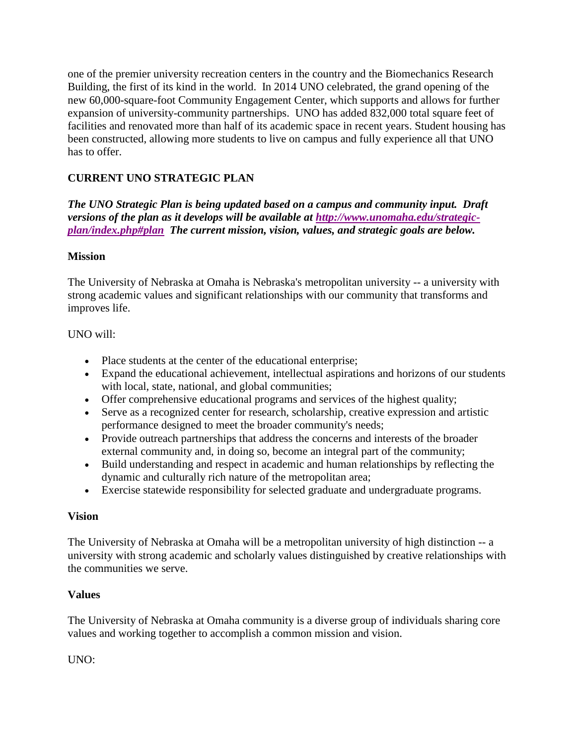one of the premier university recreation centers in the country and the Biomechanics Research Building, the first of its kind in the world. In 2014 UNO celebrated, the grand opening of the new 60,000-square-foot Community Engagement Center, which supports and allows for further expansion of university-community partnerships. UNO has added 832,000 total square feet of facilities and renovated more than half of its academic space in recent years. Student housing has been constructed, allowing more students to live on campus and fully experience all that UNO has to offer.

## CURRENT UNO STRATEGIC PLAN

***The UNO Strategic Plan is being updated based on a campus and community input. Draft versions of the plan as it develops will be available at [http://www.unomaha.edu/strategic-plan/index.php#plan](http://www.unomaha.edu/strategic-plan/index.php#plan) The current mission, vision, values, and strategic goals are below.***

### Mission

The University of Nebraska at Omaha is Nebraska's metropolitan university -- a university with strong academic values and significant relationships with our community that transforms and improves life.

UNO will:

- Place students at the center of the educational enterprise;
- Expand the educational achievement, intellectual aspirations and horizons of our students with local, state, national, and global communities;
- Offer comprehensive educational programs and services of the highest quality;
- Serve as a recognized center for research, scholarship, creative expression and artistic performance designed to meet the broader community's needs;
- Provide outreach partnerships that address the concerns and interests of the broader external community and, in doing so, become an integral part of the community;
- Build understanding and respect in academic and human relationships by reflecting the dynamic and culturally rich nature of the metropolitan area;
- Exercise statewide responsibility for selected graduate and undergraduate programs.

### Vision

The University of Nebraska at Omaha will be a metropolitan university of high distinction -- a university with strong academic and scholarly values distinguished by creative relationships with the communities we serve.

### Values

The University of Nebraska at Omaha community is a diverse group of individuals sharing core values and working together to accomplish a common mission and vision.

UNO: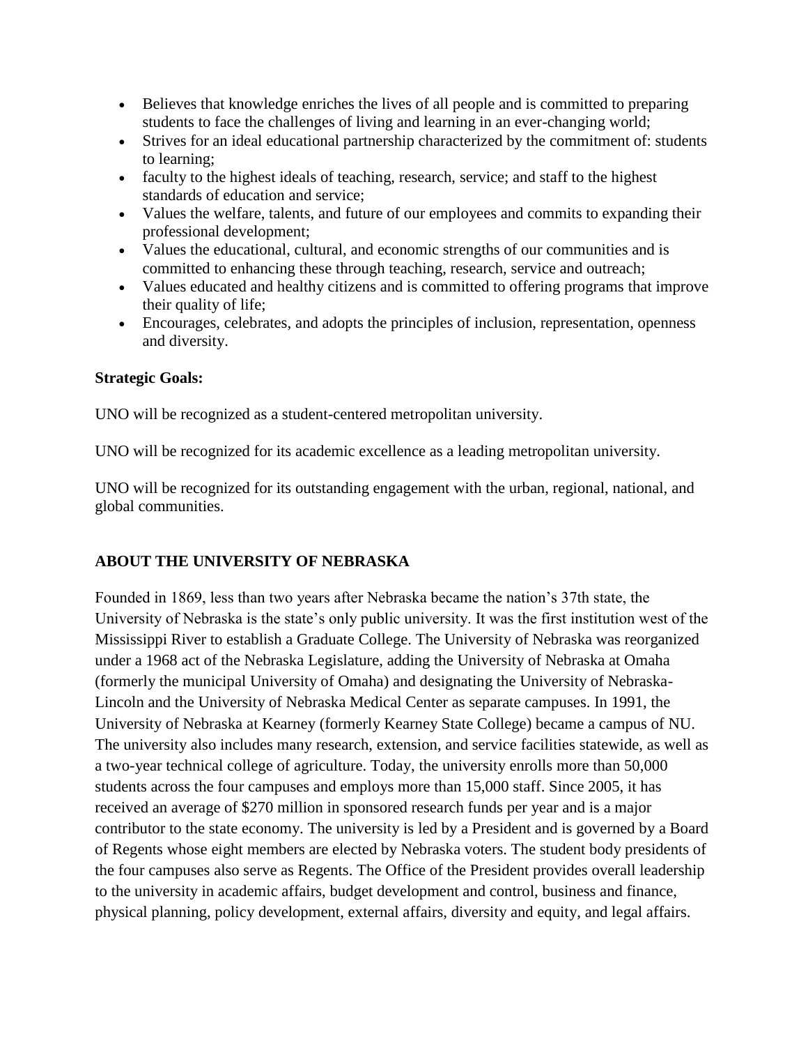- Believes that knowledge enriches the lives of all people and is committed to preparing students to face the challenges of living and learning in an ever-changing world;
- Strives for an ideal educational partnership characterized by the commitment of: students to learning;
- faculty to the highest ideals of teaching, research, service; and staff to the highest standards of education and service;
- Values the welfare, talents, and future of our employees and commits to expanding their professional development;
- Values the educational, cultural, and economic strengths of our communities and is committed to enhancing these through teaching, research, service and outreach;
- Values educated and healthy citizens and is committed to offering programs that improve their quality of life;
- Encourages, celebrates, and adopts the principles of inclusion, representation, openness and diversity.

**Strategic Goals:**

UNO will be recognized as a student-centered metropolitan university.

UNO will be recognized for its academic excellence as a leading metropolitan university.

UNO will be recognized for its outstanding engagement with the urban, regional, national, and global communities.

## ABOUT THE UNIVERSITY OF NEBRASKA

Founded in 1869, less than two years after Nebraska became the nation's 37th state, the University of Nebraska is the state's only public university. It was the first institution west of the Mississippi River to establish a Graduate College. The University of Nebraska was reorganized under a 1968 act of the Nebraska Legislature, adding the University of Nebraska at Omaha (formerly the municipal University of Omaha) and designating the University of Nebraska-Lincoln and the University of Nebraska Medical Center as separate campuses. In 1991, the University of Nebraska at Kearney (formerly Kearney State College) became a campus of NU. The university also includes many research, extension, and service facilities statewide, as well as a two-year technical college of agriculture. Today, the university enrolls more than 50,000 students across the four campuses and employs more than 15,000 staff. Since 2005, it has received an average of $270 million in sponsored research funds per year and is a major contributor to the state economy. The university is led by a President and is governed by a Board of Regents whose eight members are elected by Nebraska voters. The student body presidents of the four campuses also serve as Regents. The Office of the President provides overall leadership to the university in academic affairs, budget development and control, business and finance, physical planning, policy development, external affairs, diversity and equity, and legal affairs.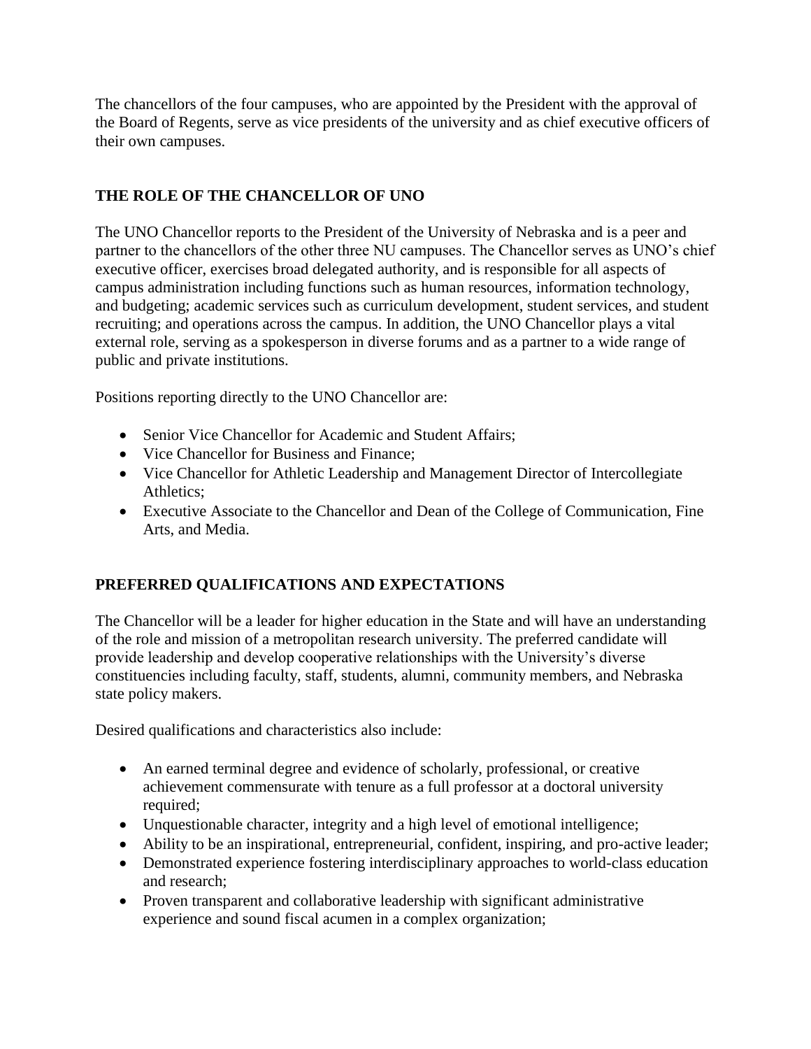The chancellors of the four campuses, who are appointed by the President with the approval of the Board of Regents, serve as vice presidents of the university and as chief executive officers of their own campuses.

## THE ROLE OF THE CHANCELLOR OF UNO

The UNO Chancellor reports to the President of the University of Nebraska and is a peer and partner to the chancellors of the other three NU campuses. The Chancellor serves as UNO's chief executive officer, exercises broad delegated authority, and is responsible for all aspects of campus administration including functions such as human resources, information technology, and budgeting; academic services such as curriculum development, student services, and student recruiting; and operations across the campus. In addition, the UNO Chancellor plays a vital external role, serving as a spokesperson in diverse forums and as a partner to a wide range of public and private institutions.

Positions reporting directly to the UNO Chancellor are:

- Senior Vice Chancellor for Academic and Student Affairs;
- Vice Chancellor for Business and Finance;
- Vice Chancellor for Athletic Leadership and Management Director of Intercollegiate Athletics;
- Executive Associate to the Chancellor and Dean of the College of Communication, Fine Arts, and Media.

## PREFERRED QUALIFICATIONS AND EXPECTATIONS

The Chancellor will be a leader for higher education in the State and will have an understanding of the role and mission of a metropolitan research university. The preferred candidate will provide leadership and develop cooperative relationships with the University's diverse constituencies including faculty, staff, students, alumni, community members, and Nebraska state policy makers.

Desired qualifications and characteristics also include:

- An earned terminal degree and evidence of scholarly, professional, or creative achievement commensurate with tenure as a full professor at a doctoral university required;
- Unquestionable character, integrity and a high level of emotional intelligence;
- Ability to be an inspirational, entrepreneurial, confident, inspiring, and pro-active leader;
- Demonstrated experience fostering interdisciplinary approaches to world-class education and research;
- Proven transparent and collaborative leadership with significant administrative experience and sound fiscal acumen in a complex organization;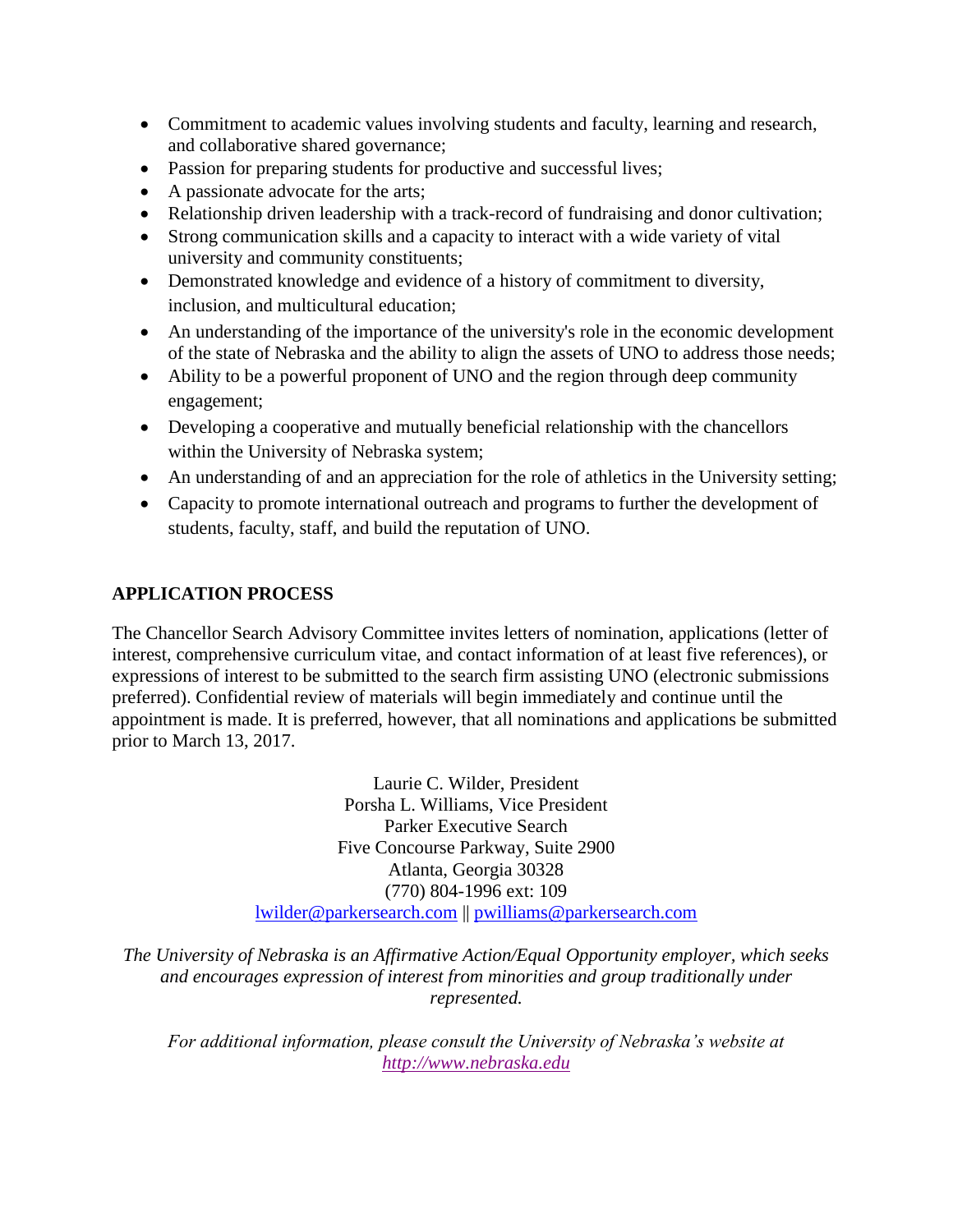- Commitment to academic values involving students and faculty, learning and research, and collaborative shared governance;
- Passion for preparing students for productive and successful lives;
- A passionate advocate for the arts;
- Relationship driven leadership with a track-record of fundraising and donor cultivation;
- Strong communication skills and a capacity to interact with a wide variety of vital university and community constituents;
- Demonstrated knowledge and evidence of a history of commitment to diversity, inclusion, and multicultural education;
- An understanding of the importance of the university's role in the economic development of the state of Nebraska and the ability to align the assets of UNO to address those needs;
- Ability to be a powerful proponent of UNO and the region through deep community engagement;
- Developing a cooperative and mutually beneficial relationship with the chancellors within the University of Nebraska system;
- An understanding of and an appreciation for the role of athletics in the University setting;
- Capacity to promote international outreach and programs to further the development of students, faculty, staff, and build the reputation of UNO.

## APPLICATION PROCESS

The Chancellor Search Advisory Committee invites letters of nomination, applications (letter of interest, comprehensive curriculum vitae, and contact information of at least five references), or expressions of interest to be submitted to the search firm assisting UNO (electronic submissions preferred). Confidential review of materials will begin immediately and continue until the appointment is made. It is preferred, however, that all nominations and applications be submitted prior to March 13, 2017.

Laurie C. Wilder, President
Porsha L. Williams, Vice President
Parker Executive Search
Five Concourse Parkway, Suite 2900
Atlanta, Georgia 30328
(770) 804-1996 ext: 109
lwilder@parkersearch.com || pwilliams@parkersearch.com

*The University of Nebraska is an Affirmative Action/Equal Opportunity employer, which seeks and encourages expression of interest from minorities and group traditionally under represented.*

*For additional information, please consult the University of Nebraska's website at http://www.nebraska.edu*